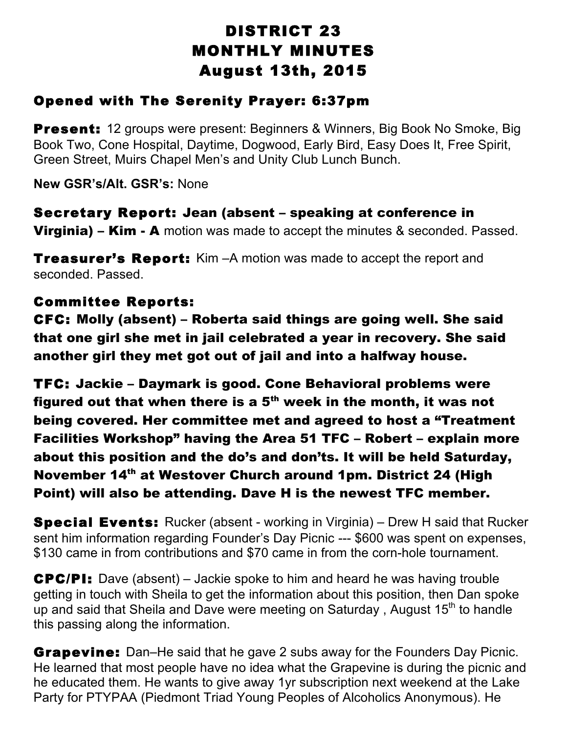# DISTRICT 23
# MONTHLY MINUTES
# August 13th, 2015

### Opened with The Serenity Prayer: 6:37pm

**Present:** 12 groups were present: Beginners & Winners, Big Book No Smoke, Big Book Two, Cone Hospital, Daytime, Dogwood, Early Bird, Easy Does It, Free Spirit, Green Street, Muirs Chapel Men's and Unity Club Lunch Bunch.

**New GSR's/Alt. GSR's:** None

**Secretary Report: Jean (absent – speaking at conference in Virginia) – Kim - A** motion was made to accept the minutes & seconded. Passed.

**Treasurer's Report:** Kim –A motion was made to accept the report and seconded. Passed.

### Committee Reports:

**CFC: Molly (absent) – Roberta said things are going well. She said that one girl she met in jail celebrated a year in recovery. She said another girl they met got out of jail and into a halfway house.**

**TFC: Jackie – Daymark is good. Cone Behavioral problems were figured out that when there is a 5th week in the month, it was not being covered. Her committee met and agreed to host a "Treatment Facilities Workshop" having the Area 51 TFC – Robert – explain more about this position and the do's and don'ts. It will be held Saturday, November 14th at Westover Church around 1pm. District 24 (High Point) will also be attending. Dave H is the newest TFC member.**

**Special Events:** Rucker (absent - working in Virginia) – Drew H said that Rucker sent him information regarding Founder's Day Picnic --- $600 was spent on expenses, $130 came in from contributions and $70 came in from the corn-hole tournament.

**CPC/PI:** Dave (absent) – Jackie spoke to him and heard he was having trouble getting in touch with Sheila to get the information about this position, then Dan spoke up and said that Sheila and Dave were meeting on Saturday , August 15th to handle this passing along the information.

**Grapevine:** Dan–He said that he gave 2 subs away for the Founders Day Picnic. He learned that most people have no idea what the Grapevine is during the picnic and he educated them. He wants to give away 1yr subscription next weekend at the Lake Party for PTYPAA (Piedmont Triad Young Peoples of Alcoholics Anonymous). He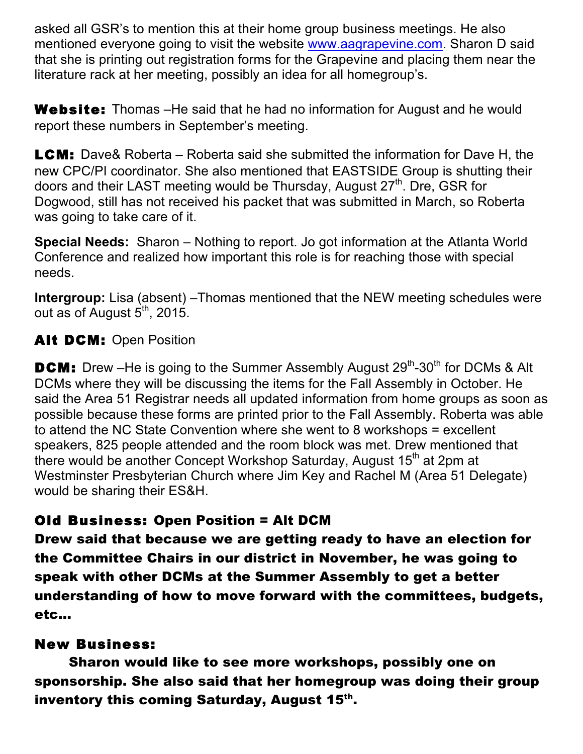asked all GSR's to mention this at their home group business meetings. He also mentioned everyone going to visit the website www.aagrapevine.com. Sharon D said that she is printing out registration forms for the Grapevine and placing them near the literature rack at her meeting, possibly an idea for all homegroup's.

**Website:** Thomas –He said that he had no information for August and he would report these numbers in September's meeting.

**LCM:** Dave& Roberta – Roberta said she submitted the information for Dave H, the new CPC/PI coordinator. She also mentioned that EASTSIDE Group is shutting their doors and their LAST meeting would be Thursday, August 27th. Dre, GSR for Dogwood, still has not received his packet that was submitted in March, so Roberta was going to take care of it.

**Special Needs:** Sharon – Nothing to report. Jo got information at the Atlanta World Conference and realized how important this role is for reaching those with special needs.

**Intergroup:** Lisa (absent) –Thomas mentioned that the NEW meeting schedules were out as of August 5th, 2015.

**Alt DCM:** Open Position

**DCM:** Drew –He is going to the Summer Assembly August 29th-30th for DCMs & Alt DCMs where they will be discussing the items for the Fall Assembly in October. He said the Area 51 Registrar needs all updated information from home groups as soon as possible because these forms are printed prior to the Fall Assembly. Roberta was able to attend the NC State Convention where she went to 8 workshops = excellent speakers, 825 people attended and the room block was met. Drew mentioned that there would be another Concept Workshop Saturday, August 15th at 2pm at Westminster Presbyterian Church where Jim Key and Rachel M (Area 51 Delegate) would be sharing their ES&H.

## Old Business: Open Position = Alt DCM

**Drew said that because we are getting ready to have an election for the Committee Chairs in our district in November, he was going to speak with other DCMs at the Summer Assembly to get a better understanding of how to move forward with the committees, budgets, etc…**

## New Business:

**Sharon would like to see more workshops, possibly one on sponsorship. She also said that her homegroup was doing their group inventory this coming Saturday, August 15th.**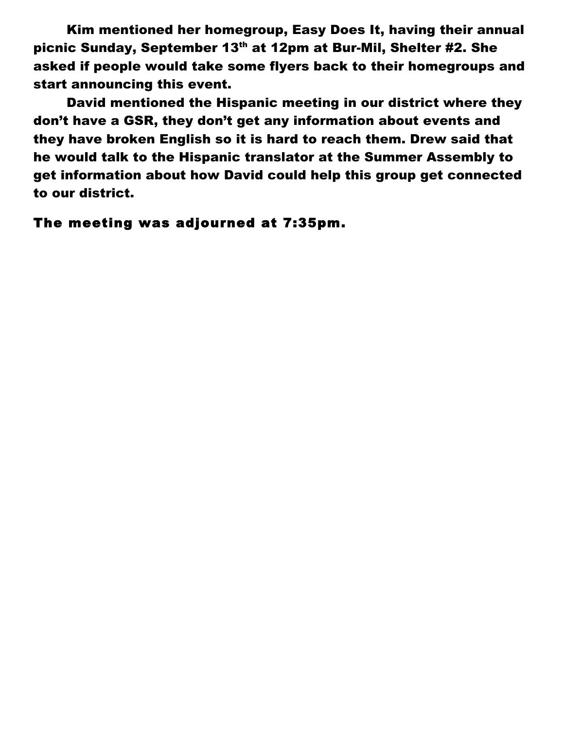**Kim mentioned her homegroup, Easy Does It, having their annual picnic Sunday, September 13th at 12pm at Bur-Mil, Shelter #2. She asked if people would take some flyers back to their homegroups and start announcing this event.**

**David mentioned the Hispanic meeting in our district where they don't have a GSR, they don't get any information about events and they have broken English so it is hard to reach them. Drew said that he would talk to the Hispanic translator at the Summer Assembly to get information about how David could help this group get connected to our district.**

**The meeting was adjourned at 7:35pm.**